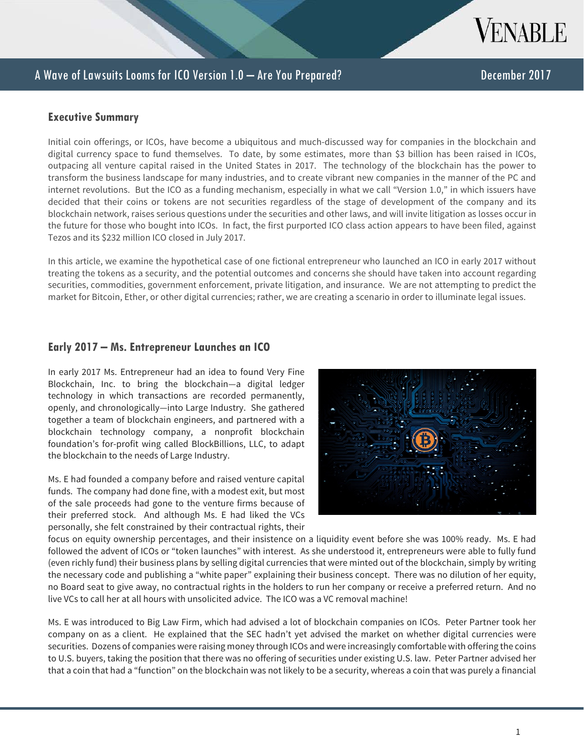# A Wave of Lawsuits Looms for ICO Version 1.0 – Are You Prepared?

December 2017

## Executive Summary

Initial coin offerings, or ICOs, have become a ubiquitous and much-discussed way for companies in the blockchain and digital currency space to fund themselves. To date, by some estimates, more than $3 billion has been raised in ICOs, outpacing all venture capital raised in the United States in 2017. The technology of the blockchain has the power to transform the business landscape for many industries, and to create vibrant new companies in the manner of the PC and internet revolutions. But the ICO as a funding mechanism, especially in what we call "Version 1.0," in which issuers have decided that their coins or tokens are not securities regardless of the stage of development of the company and its blockchain network, raises serious questions under the securities and other laws, and will invite litigation as losses occur in the future for those who bought into ICOs. In fact, the first purported ICO class action appears to have been filed, against Tezos and its $232 million ICO closed in July 2017.

In this article, we examine the hypothetical case of one fictional entrepreneur who launched an ICO in early 2017 without treating the tokens as a security, and the potential outcomes and concerns she should have taken into account regarding securities, commodities, government enforcement, private litigation, and insurance. We are not attempting to predict the market for Bitcoin, Ether, or other digital currencies; rather, we are creating a scenario in order to illuminate legal issues.

## Early 2017 – Ms. Entrepreneur Launches an ICO

In early 2017 Ms. Entrepreneur had an idea to found Very Fine Blockchain, Inc. to bring the blockchain—a digital ledger technology in which transactions are recorded permanently, openly, and chronologically—into Large Industry. She gathered together a team of blockchain engineers, and partnered with a blockchain technology company, a nonprofit blockchain foundation's for-profit wing called BlockBillions, LLC, to adapt the blockchain to the needs of Large Industry.

Ms. E had founded a company before and raised venture capital funds. The company had done fine, with a modest exit, but most of the sale proceeds had gone to the venture firms because of their preferred stock. And although Ms. E had liked the VCs personally, she felt constrained by their contractual rights, their focus on equity ownership percentages, and their insistence on a liquidity event before she was 100% ready. Ms. E had followed the advent of ICOs or "token launches" with interest. As she understood it, entrepreneurs were able to fully fund (even richly fund) their business plans by selling digital currencies that were minted out of the blockchain, simply by writing the necessary code and publishing a "white paper" explaining their business concept. There was no dilution of her equity, no Board seat to give away, no contractual rights in the holders to run her company or receive a preferred return. And no live VCs to call her at all hours with unsolicited advice. The ICO was a VC removal machine!

Ms. E was introduced to Big Law Firm, which had advised a lot of blockchain companies on ICOs. Peter Partner took her company on as a client. He explained that the SEC hadn't yet advised the market on whether digital currencies were securities. Dozens of companies were raising money through ICOs and were increasingly comfortable with offering the coins to U.S. buyers, taking the position that there was no offering of securities under existing U.S. law. Peter Partner advised her that a coin that had a "function" on the blockchain was not likely to be a security, whereas a coin that was purely a financial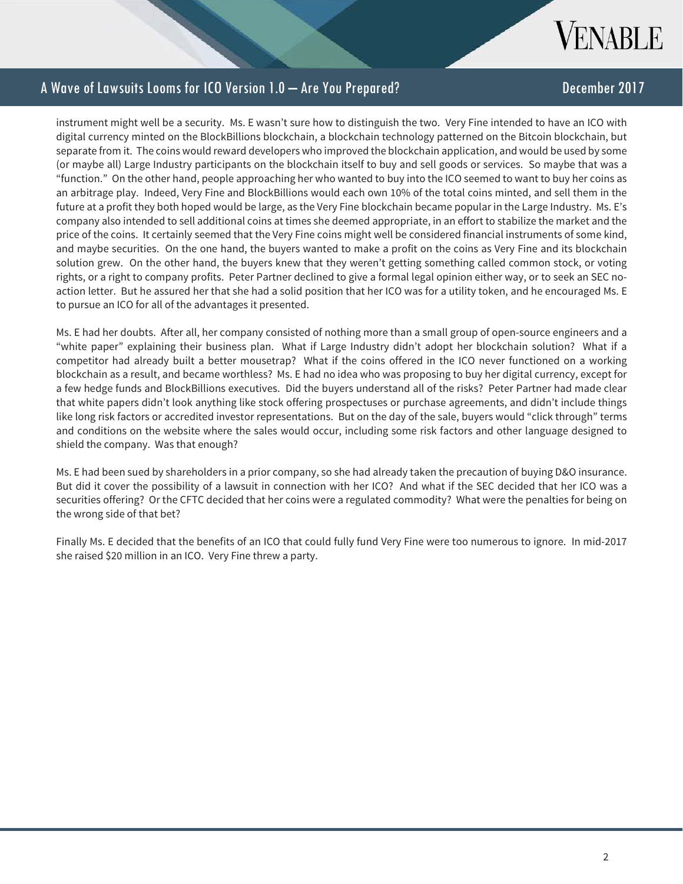instrument might well be a security. Ms. E wasn't sure how to distinguish the two. Very Fine intended to have an ICO with digital currency minted on the BlockBillions blockchain, a blockchain technology patterned on the Bitcoin blockchain, but separate from it. The coins would reward developers who improved the blockchain application, and would be used by some (or maybe all) Large Industry participants on the blockchain itself to buy and sell goods or services. So maybe that was a "function." On the other hand, people approaching her who wanted to buy into the ICO seemed to want to buy her coins as an arbitrage play. Indeed, Very Fine and BlockBillions would each own 10% of the total coins minted, and sell them in the future at a profit they both hoped would be large, as the Very Fine blockchain became popular in the Large Industry. Ms. E's company also intended to sell additional coins at times she deemed appropriate, in an effort to stabilize the market and the price of the coins. It certainly seemed that the Very Fine coins might well be considered financial instruments of some kind, and maybe securities. On the one hand, the buyers wanted to make a profit on the coins as Very Fine and its blockchain solution grew. On the other hand, the buyers knew that they weren't getting something called common stock, or voting rights, or a right to company profits. Peter Partner declined to give a formal legal opinion either way, or to seek an SEC no-action letter. But he assured her that she had a solid position that her ICO was for a utility token, and he encouraged Ms. E to pursue an ICO for all of the advantages it presented.

Ms. E had her doubts. After all, her company consisted of nothing more than a small group of open-source engineers and a "white paper" explaining their business plan. What if Large Industry didn't adopt her blockchain solution? What if a competitor had already built a better mousetrap? What if the coins offered in the ICO never functioned on a working blockchain as a result, and became worthless? Ms. E had no idea who was proposing to buy her digital currency, except for a few hedge funds and BlockBillions executives. Did the buyers understand all of the risks? Peter Partner had made clear that white papers didn't look anything like stock offering prospectuses or purchase agreements, and didn't include things like long risk factors or accredited investor representations. But on the day of the sale, buyers would "click through" terms and conditions on the website where the sales would occur, including some risk factors and other language designed to shield the company. Was that enough?

Ms. E had been sued by shareholders in a prior company, so she had already taken the precaution of buying D&O insurance. But did it cover the possibility of a lawsuit in connection with her ICO? And what if the SEC decided that her ICO was a securities offering? Or the CFTC decided that her coins were a regulated commodity? What were the penalties for being on the wrong side of that bet?

Finally Ms. E decided that the benefits of an ICO that could fully fund Very Fine were too numerous to ignore. In mid-2017 she raised $20 million in an ICO. Very Fine threw a party.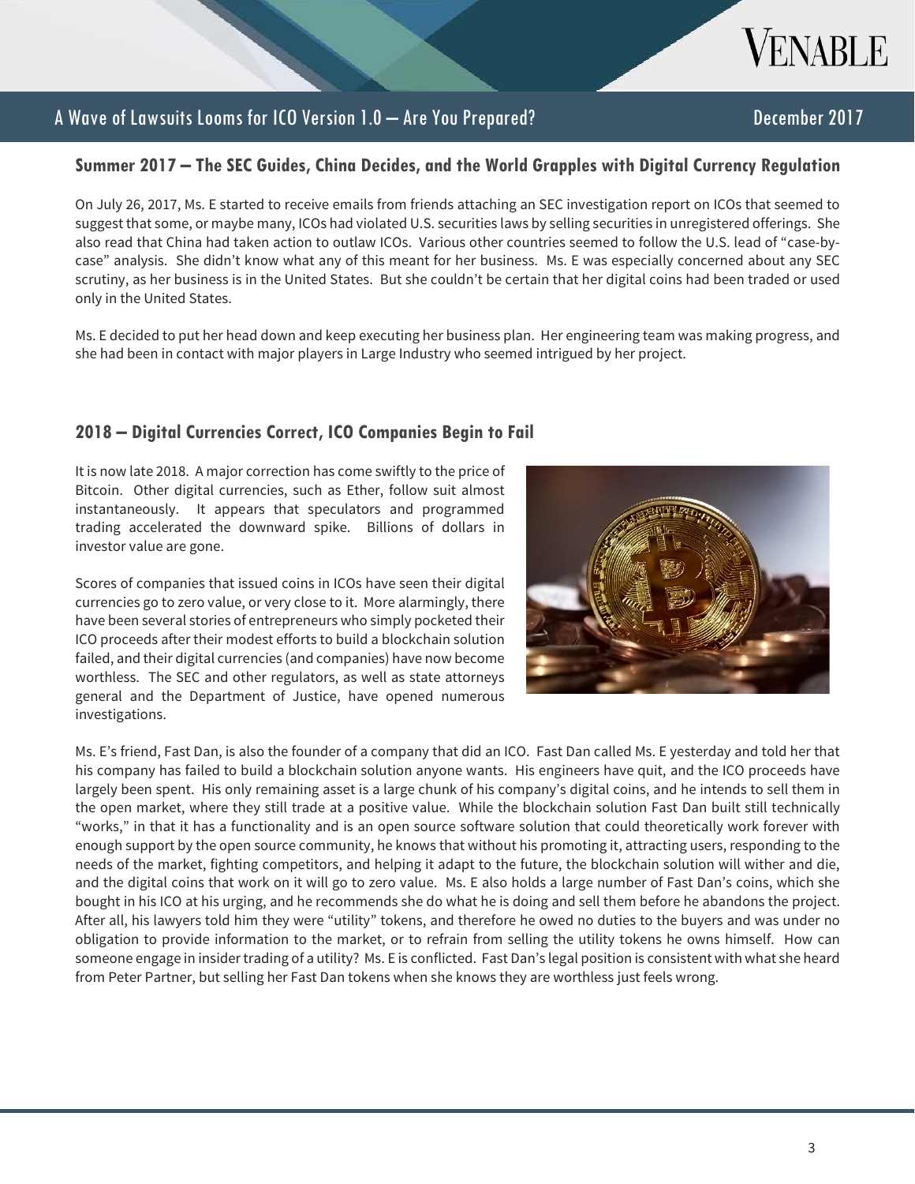## Summer 2017 – The SEC Guides, China Decides, and the World Grapples with Digital Currency Regulation

On July 26, 2017, Ms. E started to receive emails from friends attaching an SEC investigation report on ICOs that seemed to suggest that some, or maybe many, ICOs had violated U.S. securities laws by selling securities in unregistered offerings. She also read that China had taken action to outlaw ICOs. Various other countries seemed to follow the U.S. lead of "case-by-case" analysis. She didn't know what any of this meant for her business. Ms. E was especially concerned about any SEC scrutiny, as her business is in the United States. But she couldn't be certain that her digital coins had been traded or used only in the United States.

Ms. E decided to put her head down and keep executing her business plan. Her engineering team was making progress, and she had been in contact with major players in Large Industry who seemed intrigued by her project.

## 2018 – Digital Currencies Correct, ICO Companies Begin to Fail

It is now late 2018. A major correction has come swiftly to the price of Bitcoin. Other digital currencies, such as Ether, follow suit almost instantaneously. It appears that speculators and programmed trading accelerated the downward spike. Billions of dollars in investor value are gone.

Scores of companies that issued coins in ICOs have seen their digital currencies go to zero value, or very close to it. More alarmingly, there have been several stories of entrepreneurs who simply pocketed their ICO proceeds after their modest efforts to build a blockchain solution failed, and their digital currencies (and companies) have now become worthless. The SEC and other regulators, as well as state attorneys general and the Department of Justice, have opened numerous investigations.

Ms. E's friend, Fast Dan, is also the founder of a company that did an ICO. Fast Dan called Ms. E yesterday and told her that his company has failed to build a blockchain solution anyone wants. His engineers have quit, and the ICO proceeds have largely been spent. His only remaining asset is a large chunk of his company's digital coins, and he intends to sell them in the open market, where they still trade at a positive value. While the blockchain solution Fast Dan built still technically "works," in that it has a functionality and is an open source software solution that could theoretically work forever with enough support by the open source community, he knows that without his promoting it, attracting users, responding to the needs of the market, fighting competitors, and helping it adapt to the future, the blockchain solution will wither and die, and the digital coins that work on it will go to zero value. Ms. E also holds a large number of Fast Dan's coins, which she bought in his ICO at his urging, and he recommends she do what he is doing and sell them before he abandons the project. After all, his lawyers told him they were "utility" tokens, and therefore he owed no duties to the buyers and was under no obligation to provide information to the market, or to refrain from selling the utility tokens he owns himself. How can someone engage in insider trading of a utility? Ms. E is conflicted. Fast Dan's legal position is consistent with what she heard from Peter Partner, but selling her Fast Dan tokens when she knows they are worthless just feels wrong.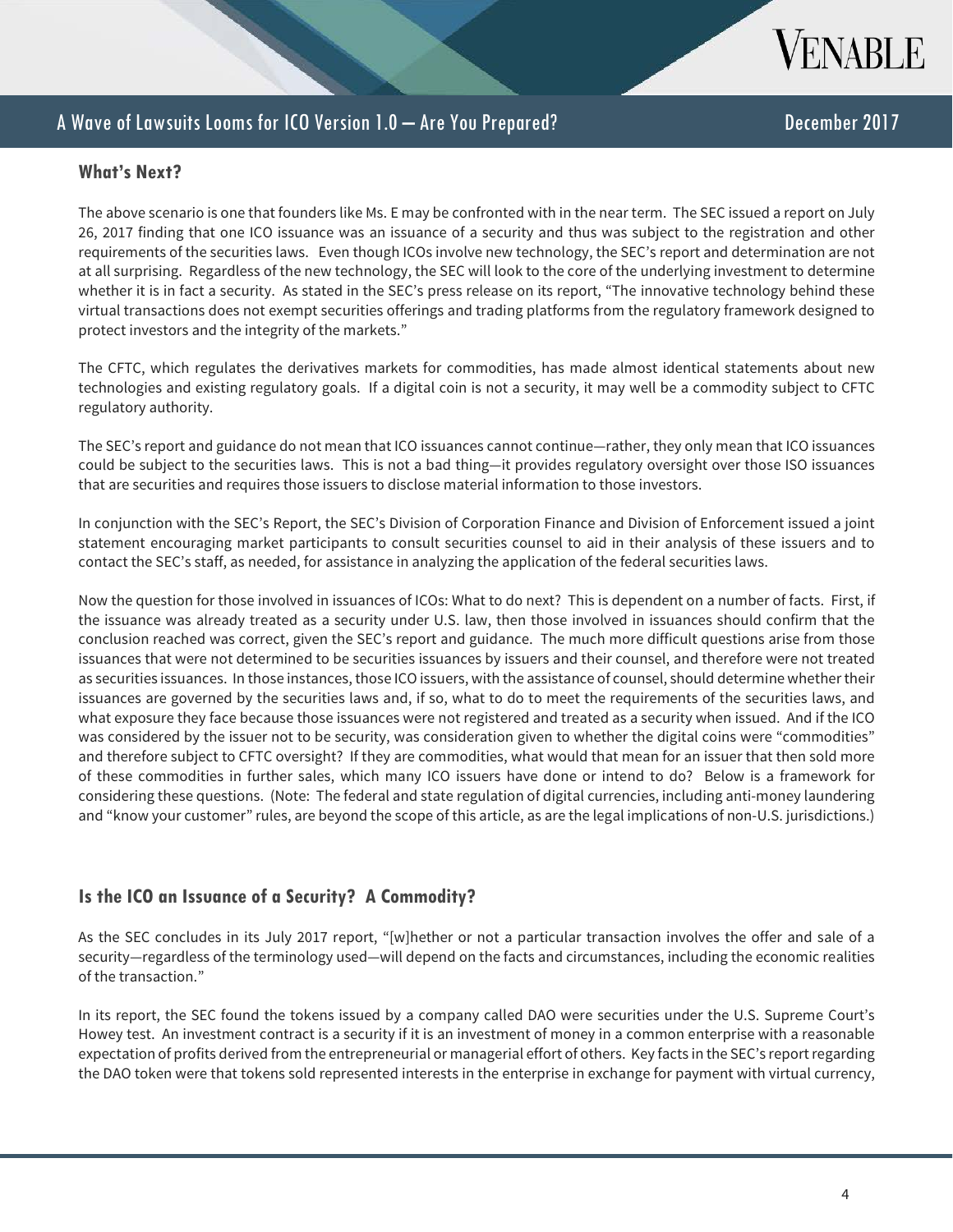## What's Next?

The above scenario is one that founders like Ms. E may be confronted with in the near term. The SEC issued a report on July 26, 2017 finding that one ICO issuance was an issuance of a security and thus was subject to the registration and other requirements of the securities laws. Even though ICOs involve new technology, the SEC's report and determination are not at all surprising. Regardless of the new technology, the SEC will look to the core of the underlying investment to determine whether it is in fact a security. As stated in the SEC's press release on its report, "The innovative technology behind these virtual transactions does not exempt securities offerings and trading platforms from the regulatory framework designed to protect investors and the integrity of the markets."

The CFTC, which regulates the derivatives markets for commodities, has made almost identical statements about new technologies and existing regulatory goals. If a digital coin is not a security, it may well be a commodity subject to CFTC regulatory authority.

The SEC's report and guidance do not mean that ICO issuances cannot continue—rather, they only mean that ICO issuances could be subject to the securities laws. This is not a bad thing—it provides regulatory oversight over those ISO issuances that are securities and requires those issuers to disclose material information to those investors.

In conjunction with the SEC's Report, the SEC's Division of Corporation Finance and Division of Enforcement issued a joint statement encouraging market participants to consult securities counsel to aid in their analysis of these issuers and to contact the SEC's staff, as needed, for assistance in analyzing the application of the federal securities laws.

Now the question for those involved in issuances of ICOs: What to do next? This is dependent on a number of facts. First, if the issuance was already treated as a security under U.S. law, then those involved in issuances should confirm that the conclusion reached was correct, given the SEC's report and guidance. The much more difficult questions arise from those issuances that were not determined to be securities issuances by issuers and their counsel, and therefore were not treated as securities issuances. In those instances, those ICO issuers, with the assistance of counsel, should determine whether their issuances are governed by the securities laws and, if so, what to do to meet the requirements of the securities laws, and what exposure they face because those issuances were not registered and treated as a security when issued. And if the ICO was considered by the issuer not to be security, was consideration given to whether the digital coins were "commodities" and therefore subject to CFTC oversight? If they are commodities, what would that mean for an issuer that then sold more of these commodities in further sales, which many ICO issuers have done or intend to do? Below is a framework for considering these questions. (Note: The federal and state regulation of digital currencies, including anti-money laundering and "know your customer" rules, are beyond the scope of this article, as are the legal implications of non-U.S. jurisdictions.)

## Is the ICO an Issuance of a Security? A Commodity?

As the SEC concludes in its July 2017 report, "[w]hether or not a particular transaction involves the offer and sale of a security—regardless of the terminology used—will depend on the facts and circumstances, including the economic realities of the transaction."

In its report, the SEC found the tokens issued by a company called DAO were securities under the U.S. Supreme Court's Howey test. An investment contract is a security if it is an investment of money in a common enterprise with a reasonable expectation of profits derived from the entrepreneurial or managerial effort of others. Key facts in the SEC's report regarding the DAO token were that tokens sold represented interests in the enterprise in exchange for payment with virtual currency,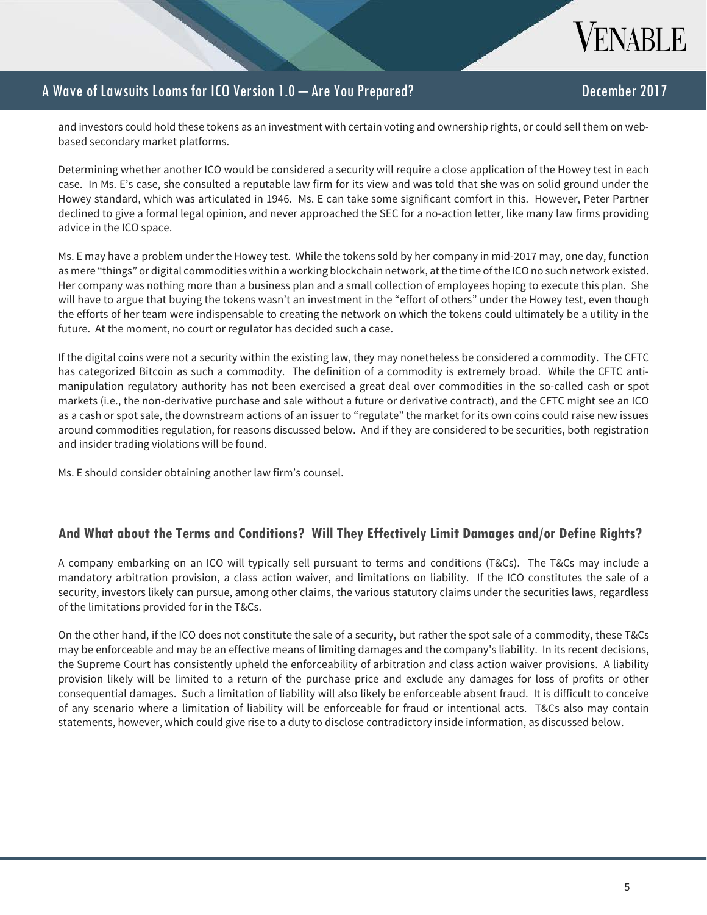and investors could hold these tokens as an investment with certain voting and ownership rights, or could sell them on web-based secondary market platforms.

Determining whether another ICO would be considered a security will require a close application of the Howey test in each case. In Ms. E's case, she consulted a reputable law firm for its view and was told that she was on solid ground under the Howey standard, which was articulated in 1946. Ms. E can take some significant comfort in this. However, Peter Partner declined to give a formal legal opinion, and never approached the SEC for a no-action letter, like many law firms providing advice in the ICO space.

Ms. E may have a problem under the Howey test. While the tokens sold by her company in mid-2017 may, one day, function as mere "things" or digital commodities within a working blockchain network, at the time of the ICO no such network existed. Her company was nothing more than a business plan and a small collection of employees hoping to execute this plan. She will have to argue that buying the tokens wasn't an investment in the "effort of others" under the Howey test, even though the efforts of her team were indispensable to creating the network on which the tokens could ultimately be a utility in the future. At the moment, no court or regulator has decided such a case.

If the digital coins were not a security within the existing law, they may nonetheless be considered a commodity. The CFTC has categorized Bitcoin as such a commodity. The definition of a commodity is extremely broad. While the CFTC anti-manipulation regulatory authority has not been exercised a great deal over commodities in the so-called cash or spot markets (i.e., the non-derivative purchase and sale without a future or derivative contract), and the CFTC might see an ICO as a cash or spot sale, the downstream actions of an issuer to "regulate" the market for its own coins could raise new issues around commodities regulation, for reasons discussed below. And if they are considered to be securities, both registration and insider trading violations will be found.

Ms. E should consider obtaining another law firm's counsel.

## And What about the Terms and Conditions? Will They Effectively Limit Damages and/or Define Rights?

A company embarking on an ICO will typically sell pursuant to terms and conditions (T&Cs). The T&Cs may include a mandatory arbitration provision, a class action waiver, and limitations on liability. If the ICO constitutes the sale of a security, investors likely can pursue, among other claims, the various statutory claims under the securities laws, regardless of the limitations provided for in the T&Cs.

On the other hand, if the ICO does not constitute the sale of a security, but rather the spot sale of a commodity, these T&Cs may be enforceable and may be an effective means of limiting damages and the company's liability. In its recent decisions, the Supreme Court has consistently upheld the enforceability of arbitration and class action waiver provisions. A liability provision likely will be limited to a return of the purchase price and exclude any damages for loss of profits or other consequential damages. Such a limitation of liability will also likely be enforceable absent fraud. It is difficult to conceive of any scenario where a limitation of liability will be enforceable for fraud or intentional acts. T&Cs also may contain statements, however, which could give rise to a duty to disclose contradictory inside information, as discussed below.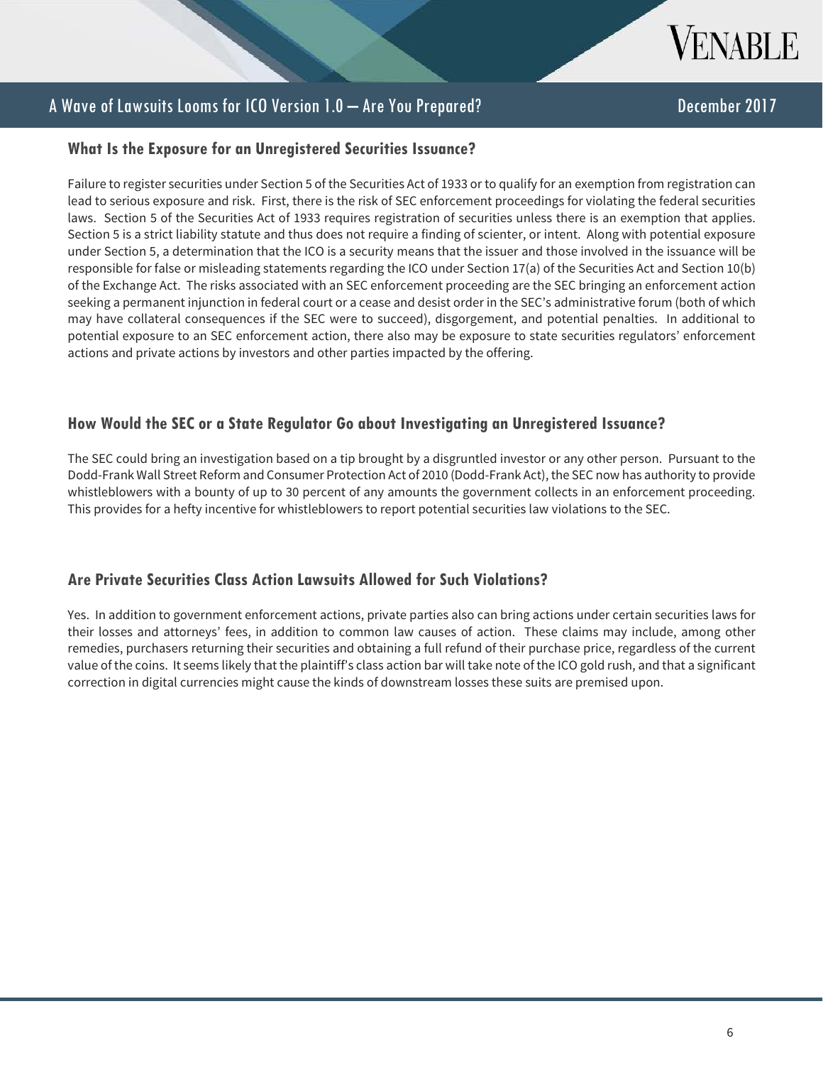### What Is the Exposure for an Unregistered Securities Issuance?

Failure to register securities under Section 5 of the Securities Act of 1933 or to qualify for an exemption from registration can lead to serious exposure and risk. First, there is the risk of SEC enforcement proceedings for violating the federal securities laws. Section 5 of the Securities Act of 1933 requires registration of securities unless there is an exemption that applies. Section 5 is a strict liability statute and thus does not require a finding of scienter, or intent. Along with potential exposure under Section 5, a determination that the ICO is a security means that the issuer and those involved in the issuance will be responsible for false or misleading statements regarding the ICO under Section 17(a) of the Securities Act and Section 10(b) of the Exchange Act. The risks associated with an SEC enforcement proceeding are the SEC bringing an enforcement action seeking a permanent injunction in federal court or a cease and desist order in the SEC's administrative forum (both of which may have collateral consequences if the SEC were to succeed), disgorgement, and potential penalties. In additional to potential exposure to an SEC enforcement action, there also may be exposure to state securities regulators' enforcement actions and private actions by investors and other parties impacted by the offering.

### How Would the SEC or a State Regulator Go about Investigating an Unregistered Issuance?

The SEC could bring an investigation based on a tip brought by a disgruntled investor or any other person. Pursuant to the Dodd-Frank Wall Street Reform and Consumer Protection Act of 2010 (Dodd-Frank Act), the SEC now has authority to provide whistleblowers with a bounty of up to 30 percent of any amounts the government collects in an enforcement proceeding. This provides for a hefty incentive for whistleblowers to report potential securities law violations to the SEC.

### Are Private Securities Class Action Lawsuits Allowed for Such Violations?

Yes. In addition to government enforcement actions, private parties also can bring actions under certain securities laws for their losses and attorneys' fees, in addition to common law causes of action. These claims may include, among other remedies, purchasers returning their securities and obtaining a full refund of their purchase price, regardless of the current value of the coins. It seems likely that the plaintiff's class action bar will take note of the ICO gold rush, and that a significant correction in digital currencies might cause the kinds of downstream losses these suits are premised upon.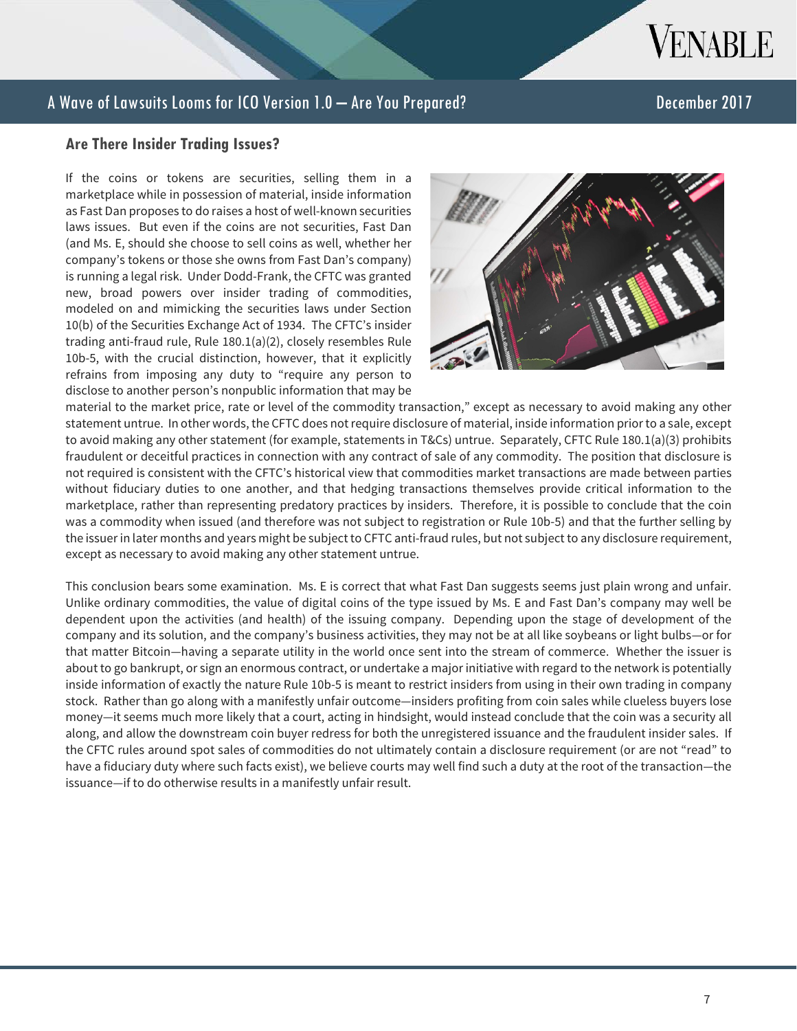### Are There Insider Trading Issues?

If the coins or tokens are securities, selling them in a marketplace while in possession of material, inside information as Fast Dan proposes to do raises a host of well-known securities laws issues. But even if the coins are not securities, Fast Dan (and Ms. E, should she choose to sell coins as well, whether her company's tokens or those she owns from Fast Dan's company) is running a legal risk. Under Dodd-Frank, the CFTC was granted new, broad powers over insider trading of commodities, modeled on and mimicking the securities laws under Section 10(b) of the Securities Exchange Act of 1934. The CFTC's insider trading anti-fraud rule, Rule 180.1(a)(2), closely resembles Rule 10b-5, with the crucial distinction, however, that it explicitly refrains from imposing any duty to "require any person to disclose to another person's nonpublic information that may be material to the market price, rate or level of the commodity transaction," except as necessary to avoid making any other statement untrue. In other words, the CFTC does not require disclosure of material, inside information prior to a sale, except to avoid making any other statement (for example, statements in T&Cs) untrue. Separately, CFTC Rule 180.1(a)(3) prohibits fraudulent or deceitful practices in connection with any contract of sale of any commodity. The position that disclosure is not required is consistent with the CFTC's historical view that commodities market transactions are made between parties without fiduciary duties to one another, and that hedging transactions themselves provide critical information to the marketplace, rather than representing predatory practices by insiders. Therefore, it is possible to conclude that the coin was a commodity when issued (and therefore was not subject to registration or Rule 10b-5) and that the further selling by the issuer in later months and years might be subject to CFTC anti-fraud rules, but not subject to any disclosure requirement, except as necessary to avoid making any other statement untrue.

This conclusion bears some examination. Ms. E is correct that what Fast Dan suggests seems just plain wrong and unfair. Unlike ordinary commodities, the value of digital coins of the type issued by Ms. E and Fast Dan's company may well be dependent upon the activities (and health) of the issuing company. Depending upon the stage of development of the company and its solution, and the company's business activities, they may not be at all like soybeans or light bulbs—or for that matter Bitcoin—having a separate utility in the world once sent into the stream of commerce. Whether the issuer is about to go bankrupt, or sign an enormous contract, or undertake a major initiative with regard to the network is potentially inside information of exactly the nature Rule 10b-5 is meant to restrict insiders from using in their own trading in company stock. Rather than go along with a manifestly unfair outcome—insiders profiting from coin sales while clueless buyers lose money—it seems much more likely that a court, acting in hindsight, would instead conclude that the coin was a security all along, and allow the downstream coin buyer redress for both the unregistered issuance and the fraudulent insider sales. If the CFTC rules around spot sales of commodities do not ultimately contain a disclosure requirement (or are not "read" to have a fiduciary duty where such facts exist), we believe courts may well find such a duty at the root of the transaction—the issuance—if to do otherwise results in a manifestly unfair result.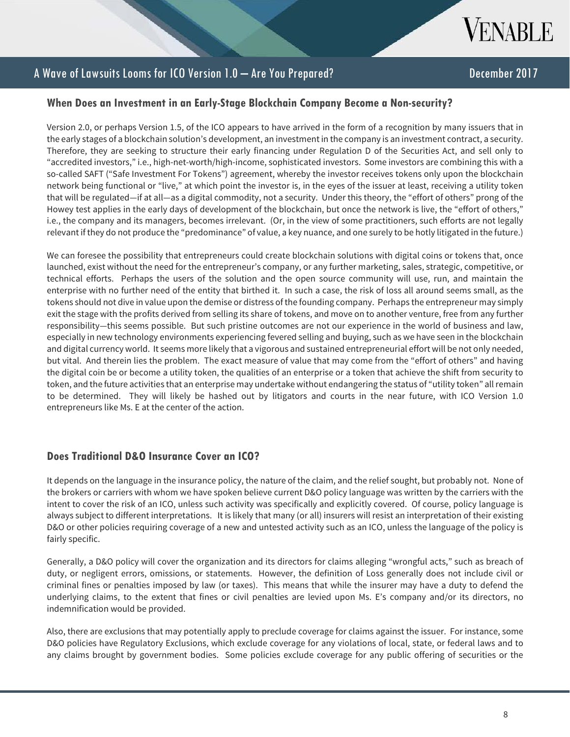## When Does an Investment in an Early-Stage Blockchain Company Become a Non-security?

Version 2.0, or perhaps Version 1.5, of the ICO appears to have arrived in the form of a recognition by many issuers that in the early stages of a blockchain solution's development, an investment in the company is an investment contract, a security. Therefore, they are seeking to structure their early financing under Regulation D of the Securities Act, and sell only to "accredited investors," i.e., high-net-worth/high-income, sophisticated investors. Some investors are combining this with a so-called SAFT ("Safe Investment For Tokens") agreement, whereby the investor receives tokens only upon the blockchain network being functional or "live," at which point the investor is, in the eyes of the issuer at least, receiving a utility token that will be regulated—if at all—as a digital commodity, not a security. Under this theory, the "effort of others" prong of the Howey test applies in the early days of development of the blockchain, but once the network is live, the "effort of others," i.e., the company and its managers, becomes irrelevant. (Or, in the view of some practitioners, such efforts are not legally relevant if they do not produce the "predominance" of value, a key nuance, and one surely to be hotly litigated in the future.)

We can foresee the possibility that entrepreneurs could create blockchain solutions with digital coins or tokens that, once launched, exist without the need for the entrepreneur's company, or any further marketing, sales, strategic, competitive, or technical efforts. Perhaps the users of the solution and the open source community will use, run, and maintain the enterprise with no further need of the entity that birthed it. In such a case, the risk of loss all around seems small, as the tokens should not dive in value upon the demise or distress of the founding company. Perhaps the entrepreneur may simply exit the stage with the profits derived from selling its share of tokens, and move on to another venture, free from any further responsibility—this seems possible. But such pristine outcomes are not our experience in the world of business and law, especially in new technology environments experiencing fevered selling and buying, such as we have seen in the blockchain and digital currency world. It seems more likely that a vigorous and sustained entrepreneurial effort will be not only needed, but vital. And therein lies the problem. The exact measure of value that may come from the "effort of others" and having the digital coin be or become a utility token, the qualities of an enterprise or a token that achieve the shift from security to token, and the future activities that an enterprise may undertake without endangering the status of "utility token" all remain to be determined. They will likely be hashed out by litigators and courts in the near future, with ICO Version 1.0 entrepreneurs like Ms. E at the center of the action.

## Does Traditional D&O Insurance Cover an ICO?

It depends on the language in the insurance policy, the nature of the claim, and the relief sought, but probably not. None of the brokers or carriers with whom we have spoken believe current D&O policy language was written by the carriers with the intent to cover the risk of an ICO, unless such activity was specifically and explicitly covered. Of course, policy language is always subject to different interpretations. It is likely that many (or all) insurers will resist an interpretation of their existing D&O or other policies requiring coverage of a new and untested activity such as an ICO, unless the language of the policy is fairly specific.

Generally, a D&O policy will cover the organization and its directors for claims alleging "wrongful acts," such as breach of duty, or negligent errors, omissions, or statements. However, the definition of Loss generally does not include civil or criminal fines or penalties imposed by law (or taxes). This means that while the insurer may have a duty to defend the underlying claims, to the extent that fines or civil penalties are levied upon Ms. E's company and/or its directors, no indemnification would be provided.

Also, there are exclusions that may potentially apply to preclude coverage for claims against the issuer. For instance, some D&O policies have Regulatory Exclusions, which exclude coverage for any violations of local, state, or federal laws and to any claims brought by government bodies. Some policies exclude coverage for any public offering of securities or the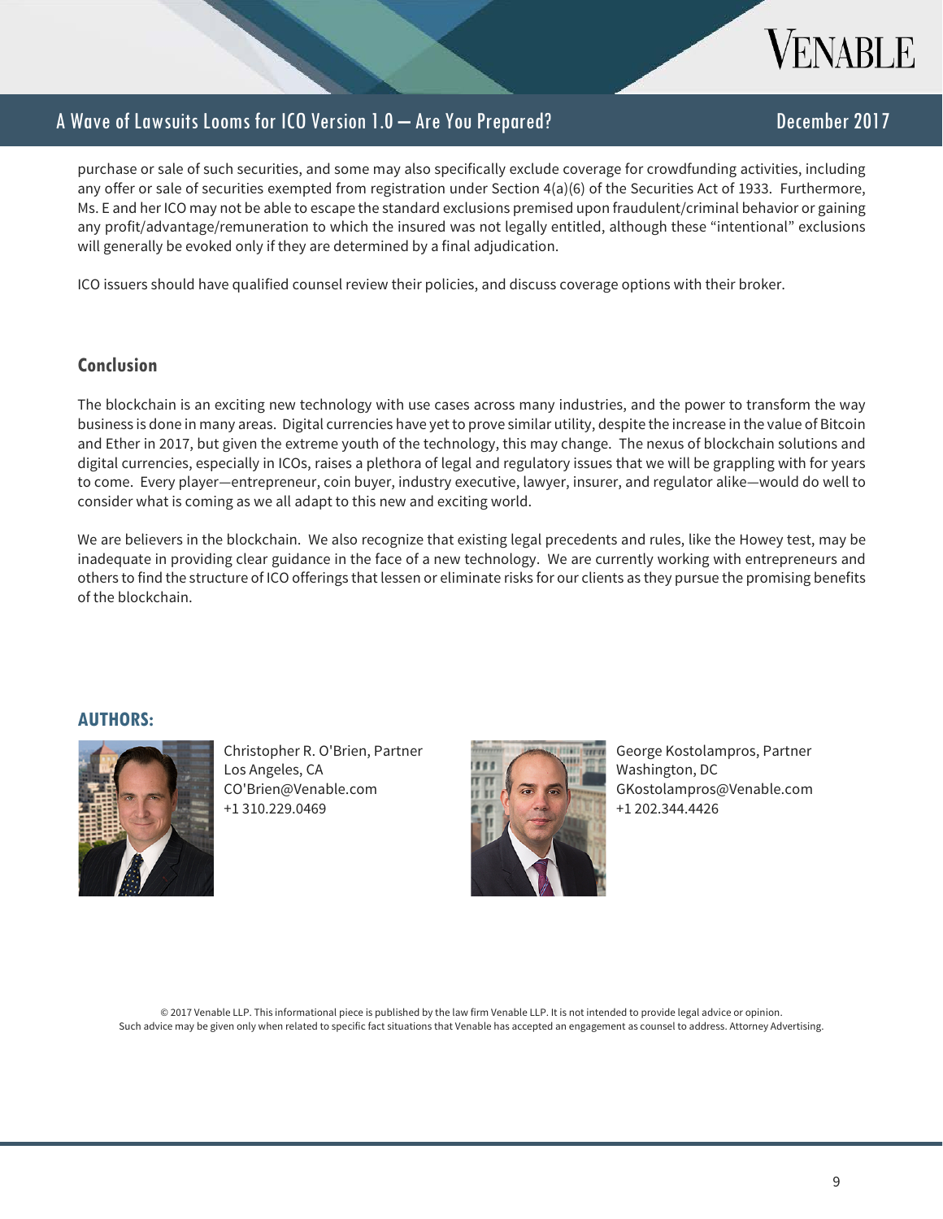purchase or sale of such securities, and some may also specifically exclude coverage for crowdfunding activities, including any offer or sale of securities exempted from registration under Section 4(a)(6) of the Securities Act of 1933. Furthermore, Ms. E and her ICO may not be able to escape the standard exclusions premised upon fraudulent/criminal behavior or gaining any profit/advantage/remuneration to which the insured was not legally entitled, although these "intentional" exclusions will generally be evoked only if they are determined by a final adjudication.

ICO issuers should have qualified counsel review their policies, and discuss coverage options with their broker.

## Conclusion

The blockchain is an exciting new technology with use cases across many industries, and the power to transform the way business is done in many areas. Digital currencies have yet to prove similar utility, despite the increase in the value of Bitcoin and Ether in 2017, but given the extreme youth of the technology, this may change. The nexus of blockchain solutions and digital currencies, especially in ICOs, raises a plethora of legal and regulatory issues that we will be grappling with for years to come. Every player—entrepreneur, coin buyer, industry executive, lawyer, insurer, and regulator alike—would do well to consider what is coming as we all adapt to this new and exciting world.

We are believers in the blockchain. We also recognize that existing legal precedents and rules, like the Howey test, may be inadequate in providing clear guidance in the face of a new technology. We are currently working with entrepreneurs and others to find the structure of ICO offerings that lessen or eliminate risks for our clients as they pursue the promising benefits of the blockchain.

## AUTHORS:

Christopher R. O'Brien, Partner
Los Angeles, CA
CO'Brien@Venable.com
+1 310.229.0469

George Kostolampros, Partner
Washington, DC
GKostolampros@Venable.com
+1 202.344.4426

© 2017 Venable LLP. This informational piece is published by the law firm Venable LLP. It is not intended to provide legal advice or opinion. Such advice may be given only when related to specific fact situations that Venable has accepted an engagement as counsel to address. Attorney Advertising.